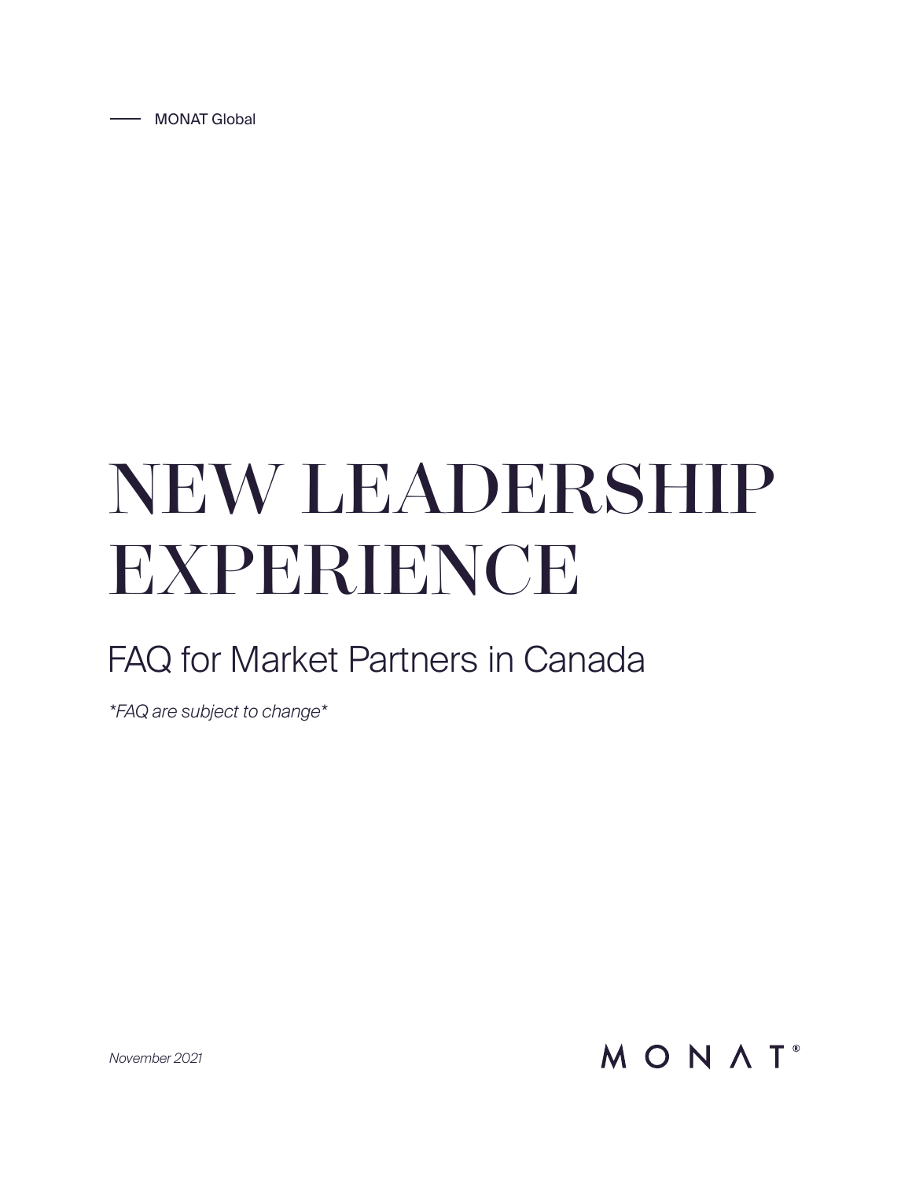MONAT Global

# NEW LEADERSHIP EXPERIENCE

## FAQ for Market Partners in Canada

*\*FAQ are subject to change\**

*November 2021*

MONAT®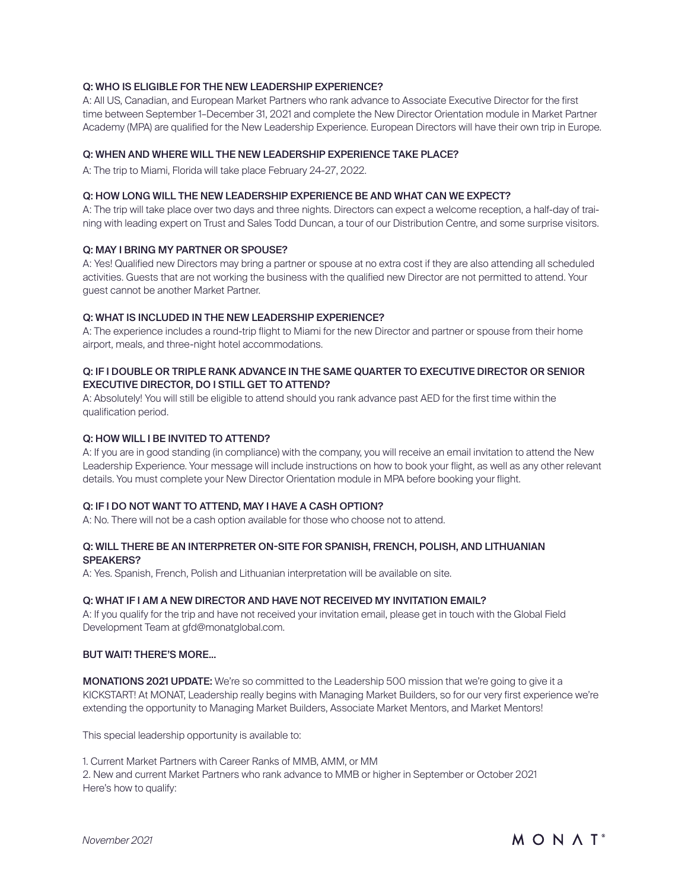**Q: WHO IS ELIGIBLE FOR THE NEW LEADERSHIP EXPERIENCE?**

A: All US, Canadian, and European Market Partners who rank advance to Associate Executive Director for the first time between September 1–December 31, 2021 and complete the New Director Orientation module in Market Partner Academy (MPA) are qualified for the New Leadership Experience. European Directors will have their own trip in Europe.

**Q: WHEN AND WHERE WILL THE NEW LEADERSHIP EXPERIENCE TAKE PLACE?**

A: The trip to Miami, Florida will take place February 24-27, 2022.

**Q: HOW LONG WILL THE NEW LEADERSHIP EXPERIENCE BE AND WHAT CAN WE EXPECT?**

A: The trip will take place over two days and three nights. Directors can expect a welcome reception, a half-day of training with leading expert on Trust and Sales Todd Duncan, a tour of our Distribution Centre, and some surprise visitors.

**Q: MAY I BRING MY PARTNER OR SPOUSE?**

A: Yes! Qualified new Directors may bring a partner or spouse at no extra cost if they are also attending all scheduled activities. Guests that are not working the business with the qualified new Director are not permitted to attend. Your guest cannot be another Market Partner.

**Q: WHAT IS INCLUDED IN THE NEW LEADERSHIP EXPERIENCE?**

A: The experience includes a round-trip flight to Miami for the new Director and partner or spouse from their home airport, meals, and three-night hotel accommodations.

**Q: IF I DOUBLE OR TRIPLE RANK ADVANCE IN THE SAME QUARTER TO EXECUTIVE DIRECTOR OR SENIOR EXECUTIVE DIRECTOR, DO I STILL GET TO ATTEND?**

A: Absolutely! You will still be eligible to attend should you rank advance past AED for the first time within the qualification period.

**Q: HOW WILL I BE INVITED TO ATTEND?**

A: If you are in good standing (in compliance) with the company, you will receive an email invitation to attend the New Leadership Experience. Your message will include instructions on how to book your flight, as well as any other relevant details. You must complete your New Director Orientation module in MPA before booking your flight.

**Q: IF I DO NOT WANT TO ATTEND, MAY I HAVE A CASH OPTION?**

A: No. There will not be a cash option available for those who choose not to attend.

**Q: WILL THERE BE AN INTERPRETER ON-SITE FOR SPANISH, FRENCH, POLISH, AND LITHUANIAN SPEAKERS?**

A: Yes. Spanish, French, Polish and Lithuanian interpretation will be available on site.

**Q: WHAT IF I AM A NEW DIRECTOR AND HAVE NOT RECEIVED MY INVITATION EMAIL?**

A: If you qualify for the trip and have not received your invitation email, please get in touch with the Global Field Development Team at gfd@monatglobal.com.

**BUT WAIT! THERE'S MORE...**

**MONATIONS 2021 UPDATE:** We're so committed to the Leadership 500 mission that we're going to give it a KICKSTART! At MONAT, Leadership really begins with Managing Market Builders, so for our very first experience we're extending the opportunity to Managing Market Builders, Associate Market Mentors, and Market Mentors!

This special leadership opportunity is available to:

1. Current Market Partners with Career Ranks of MMB, AMM, or MM
2. New and current Market Partners who rank advance to MMB or higher in September or October 2021

Here's how to qualify: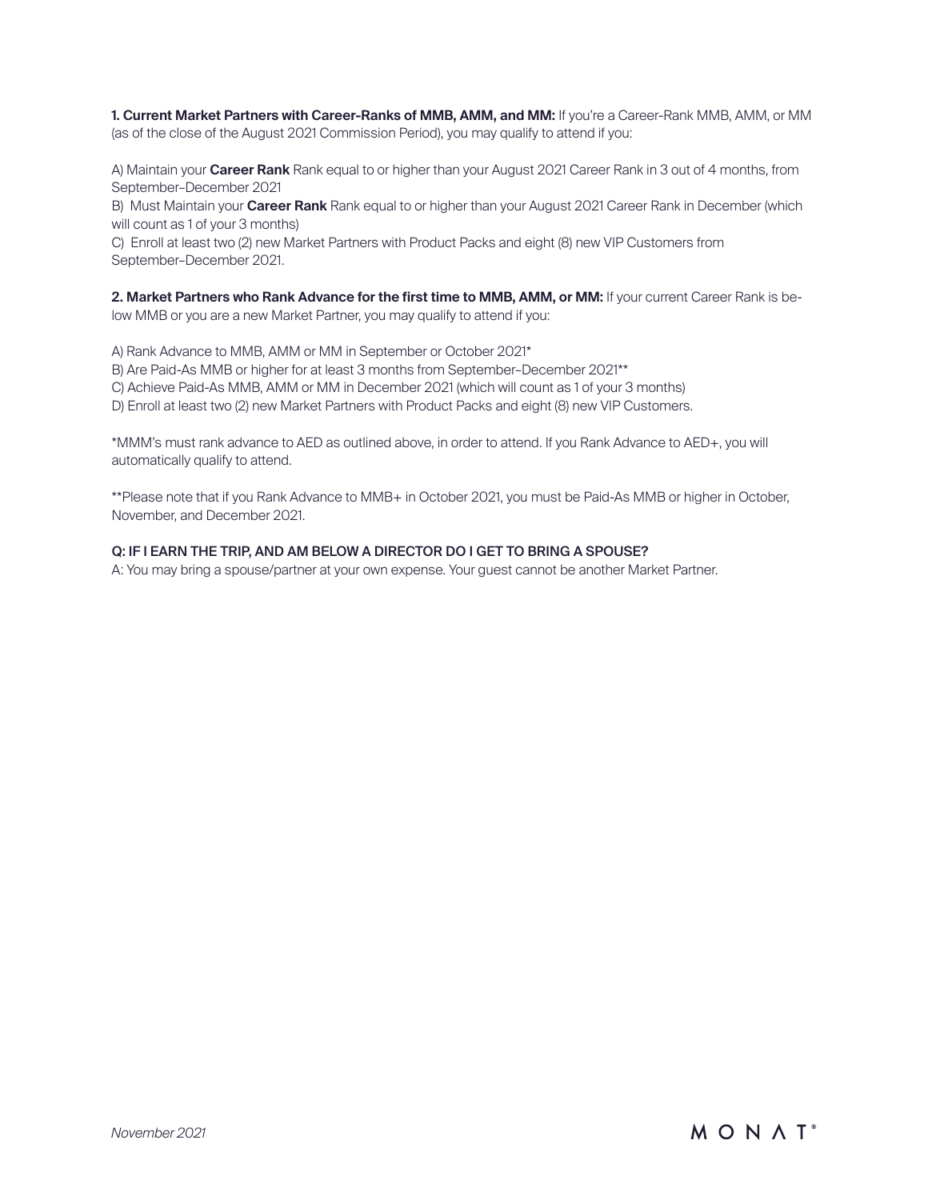**1. Current Market Partners with Career-Ranks of MMB, AMM, and MM:** If you're a Career-Rank MMB, AMM, or MM (as of the close of the August 2021 Commission Period), you may qualify to attend if you:

A) Maintain your **Career Rank** Rank equal to or higher than your August 2021 Career Rank in 3 out of 4 months, from September–December 2021
B) Must Maintain your **Career Rank** Rank equal to or higher than your August 2021 Career Rank in December (which will count as 1 of your 3 months)
C) Enroll at least two (2) new Market Partners with Product Packs and eight (8) new VIP Customers from September–December 2021.

**2. Market Partners who Rank Advance for the first time to MMB, AMM, or MM:** If your current Career Rank is below MMB or you are a new Market Partner, you may qualify to attend if you:

A) Rank Advance to MMB, AMM or MM in September or October 2021*
B) Are Paid-As MMB or higher for at least 3 months from September–December 2021**
C) Achieve Paid-As MMB, AMM or MM in December 2021 (which will count as 1 of your 3 months)
D) Enroll at least two (2) new Market Partners with Product Packs and eight (8) new VIP Customers.

*MMM's must rank advance to AED as outlined above, in order to attend. If you Rank Advance to AED+, you will automatically qualify to attend.

**Please note that if you Rank Advance to MMB+ in October 2021, you must be Paid-As MMB or higher in October, November, and December 2021.

**Q: IF I EARN THE TRIP, AND AM BELOW A DIRECTOR DO I GET TO BRING A SPOUSE?**

A: You may bring a spouse/partner at your own expense. Your guest cannot be another Market Partner.